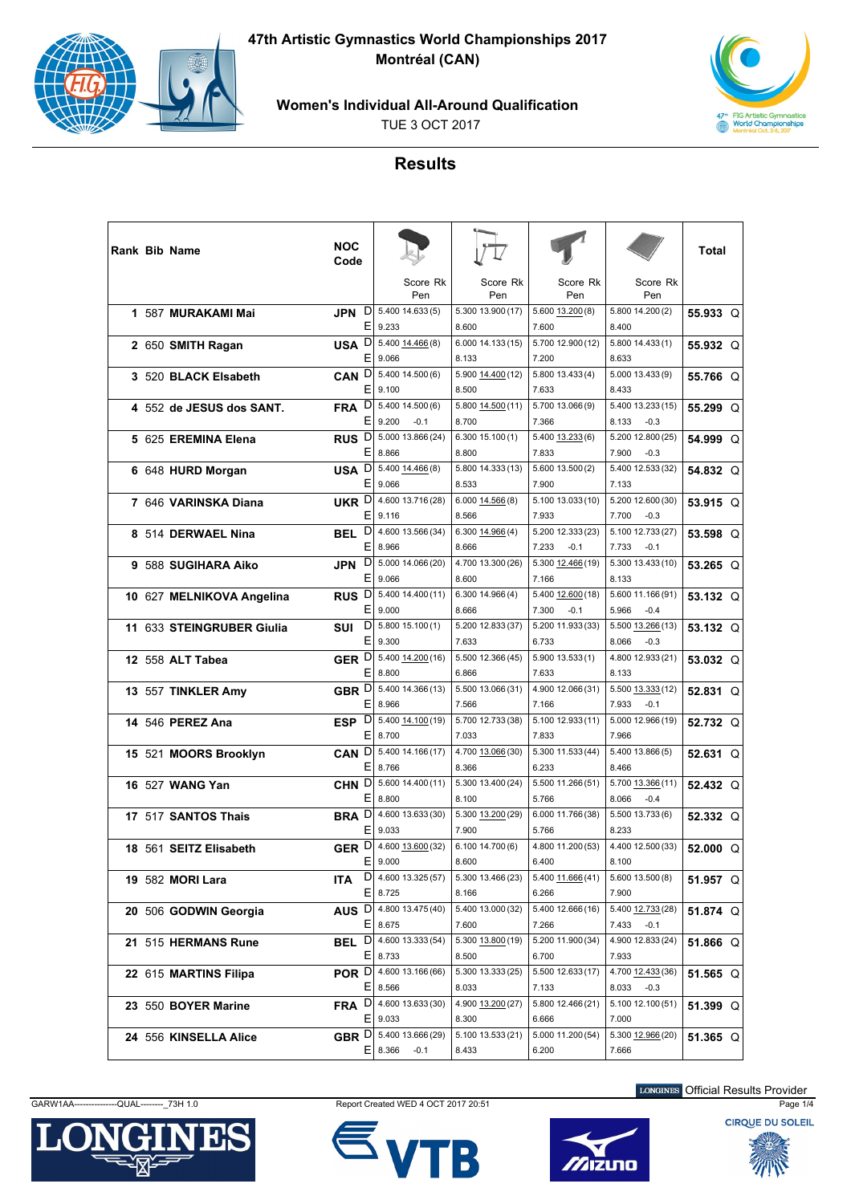# 47th Artistic Gymnastics World Championships 2017

## Montréal (CAN)

### Women's Individual All-Around Qualification

TUE 3 OCT 2017

## Results

| Rank | Bib | Name | NOC Code | | Vault Score | Vault Rk | Vault Pen | Uneven Bars Score | Uneven Bars Rk | Uneven Bars Pen | Balance Beam Score | Balance Beam Rk | Balance Beam Pen | Floor Score | Floor Rk | Floor Pen | Total | |
|---|---|---|---|---|---|---|---|---|---|---|---|---|---|---|---|---|---|---|
| 1 | 587 | MURAKAMI Mai | JPN | D | 5.400 | 14.633 | (5) | 5.300 | 13.900 | (17) | 5.600 | 13.200 | (8) | 5.800 | 14.200 | (2) | 55.933 | Q |
| | | | | E | 9.233 | | | 8.600 | | | 7.600 | | | 8.400 | | | | |
| 2 | 650 | SMITH Ragan | USA | D | 5.400 | 14.466 | (8) | 6.000 | 14.133 | (15) | 5.700 | 12.900 | (12) | 5.800 | 14.433 | (1) | 55.932 | Q |
| | | | | E | 9.066 | | | 8.133 | | | 7.200 | | | 8.633 | | | | |
| 3 | 520 | BLACK Elsabeth | CAN | D | 5.400 | 14.500 | (6) | 5.900 | 14.400 | (12) | 5.800 | 13.433 | (4) | 5.000 | 13.433 | (9) | 55.766 | Q |
| | | | | E | 9.100 | | | 8.500 | | | 7.633 | | | 8.433 | | | | |
| 4 | 552 | de JESUS dos SANT. | FRA | D | 5.400 | 14.500 | (6) | 5.800 | 14.500 | (11) | 5.700 | 13.066 | (9) | 5.400 | 13.233 | (15) | 55.299 | Q |
| | | | | E | 9.200 | | -0.1 | 8.700 | | | 7.366 | | | 8.133 | | -0.3 | | |
| 5 | 625 | EREMINA Elena | RUS | D | 5.000 | 13.866 | (24) | 6.300 | 15.100 | (1) | 5.400 | 13.233 | (6) | 5.200 | 12.800 | (25) | 54.999 | Q |
| | | | | E | 8.866 | | | 8.800 | | | 7.833 | | | 7.900 | | -0.3 | | |
| 6 | 648 | HURD Morgan | USA | D | 5.400 | 14.466 | (8) | 5.800 | 14.333 | (13) | 5.600 | 13.500 | (2) | 5.400 | 12.533 | (32) | 54.832 | Q |
| | | | | E | 9.066 | | | 8.533 | | | 7.900 | | | 7.133 | | | | |
| 7 | 646 | VARINSKA Diana | UKR | D | 4.600 | 13.716 | (28) | 6.000 | 14.566 | (8) | 5.100 | 13.033 | (10) | 5.200 | 12.600 | (30) | 53.915 | Q |
| | | | | E | 9.116 | | | 8.566 | | | 7.933 | | | 7.700 | | -0.3 | | |
| 8 | 514 | DERWAEL Nina | BEL | D | 4.600 | 13.566 | (34) | 6.300 | 14.966 | (4) | 5.200 | 12.333 | (23) | 5.100 | 12.733 | (27) | 53.598 | Q |
| | | | | E | 8.966 | | | 8.666 | | | 7.233 | | -0.1 | 7.733 | | -0.1 | | |
| 9 | 588 | SUGIHARA Aiko | JPN | D | 5.000 | 14.066 | (20) | 4.700 | 13.300 | (26) | 5.300 | 12.466 | (19) | 5.300 | 13.433 | (10) | 53.265 | Q |
| | | | | E | 9.066 | | | 8.600 | | | 7.166 | | | 8.133 | | | | |
| 10 | 627 | MELNIKOVA Angelina | RUS | D | 5.400 | 14.400 | (11) | 6.300 | 14.966 | (4) | 5.400 | 12.600 | (18) | 5.600 | 11.166 | (91) | 53.132 | Q |
| | | | | E | 9.000 | | | 8.666 | | | 7.300 | | -0.1 | 5.966 | | -0.4 | | |
| 11 | 633 | STEINGRUBER Giulia | SUI | D | 5.800 | 15.100 | (1) | 5.200 | 12.833 | (37) | 5.200 | 11.933 | (33) | 5.500 | 13.266 | (13) | 53.132 | Q |
| | | | | E | 9.300 | | | 7.633 | | | 6.733 | | | 8.066 | | -0.3 | | |
| 12 | 558 | ALT Tabea | GER | D | 5.400 | 14.200 | (16) | 5.500 | 12.366 | (45) | 5.900 | 13.533 | (1) | 4.800 | 12.933 | (21) | 53.032 | Q |
| | | | | E | 8.800 | | | 6.866 | | | 7.633 | | | 8.133 | | | | |
| 13 | 557 | TINKLER Amy | GBR | D | 5.400 | 14.366 | (13) | 5.500 | 13.066 | (31) | 4.900 | 12.066 | (31) | 5.500 | 13.333 | (12) | 52.831 | Q |
| | | | | E | 8.966 | | | 7.566 | | | 7.166 | | | 7.933 | | -0.1 | | |
| 14 | 546 | PEREZ Ana | ESP | D | 5.400 | 14.100 | (19) | 5.700 | 12.733 | (38) | 5.100 | 12.933 | (11) | 5.000 | 12.966 | (19) | 52.732 | Q |
| | | | | E | 8.700 | | | 7.033 | | | 7.833 | | | 7.966 | | | | |
| 15 | 521 | MOORS Brooklyn | CAN | D | 5.400 | 14.166 | (17) | 4.700 | 13.066 | (30) | 5.300 | 11.533 | (44) | 5.400 | 13.866 | (5) | 52.631 | Q |
| | | | | E | 8.766 | | | 8.366 | | | 6.233 | | | 8.466 | | | | |
| 16 | 527 | WANG Yan | CHN | D | 5.600 | 14.400 | (11) | 5.300 | 13.400 | (24) | 5.500 | 11.266 | (51) | 5.700 | 13.366 | (11) | 52.432 | Q |
| | | | | E | 8.800 | | | 8.100 | | | 5.766 | | | 8.066 | | -0.4 | | |
| 17 | 517 | SANTOS Thais | BRA | D | 4.600 | 13.633 | (30) | 5.300 | 13.200 | (29) | 6.000 | 11.766 | (38) | 5.500 | 13.733 | (6) | 52.332 | Q |
| | | | | E | 9.033 | | | 7.900 | | | 5.766 | | | 8.233 | | | | |
| 18 | 561 | SEITZ Elisabeth | GER | D | 4.600 | 13.600 | (32) | 6.100 | 14.700 | (6) | 4.800 | 11.200 | (53) | 4.400 | 12.500 | (33) | 52.000 | Q |
| | | | | E | 9.000 | | | 8.600 | | | 6.400 | | | 8.100 | | | | |
| 19 | 582 | MORI Lara | ITA | D | 4.600 | 13.325 | (57) | 5.300 | 13.466 | (23) | 5.400 | 11.666 | (41) | 5.600 | 13.500 | (8) | 51.957 | Q |
| | | | | E | 8.725 | | | 8.166 | | | 6.266 | | | 7.900 | | | | |
| 20 | 506 | GODWIN Georgia | AUS | D | 4.800 | 13.475 | (40) | 5.400 | 13.000 | (32) | 5.400 | 12.666 | (16) | 5.400 | 12.733 | (28) | 51.874 | Q |
| | | | | E | 8.675 | | | 7.600 | | | 7.266 | | | 7.433 | | -0.1 | | |
| 21 | 515 | HERMANS Rune | BEL | D | 4.600 | 13.333 | (54) | 5.300 | 13.800 | (19) | 5.200 | 11.900 | (34) | 4.900 | 12.833 | (24) | 51.866 | Q |
| | | | | E | 8.733 | | | 8.500 | | | 6.700 | | | 7.933 | | | | |
| 22 | 615 | MARTINS Filipa | POR | D | 4.600 | 13.166 | (66) | 5.300 | 13.333 | (25) | 5.500 | 12.633 | (17) | 4.700 | 12.433 | (36) | 51.565 | Q |
| | | | | E | 8.566 | | | 8.033 | | | 7.133 | | | 8.033 | | -0.3 | | |
| 23 | 550 | BOYER Marine | FRA | D | 4.600 | 13.633 | (30) | 4.900 | 13.200 | (27) | 5.800 | 12.466 | (21) | 5.100 | 12.100 | (51) | 51.399 | Q |
| | | | | E | 9.033 | | | 8.300 | | | 6.666 | | | 7.000 | | | | |
| 24 | 556 | KINSELLA Alice | GBR | D | 5.400 | 13.666 | (29) | 5.100 | 13.533 | (21) | 5.000 | 11.200 | (54) | 5.300 | 12.966 | (20) | 51.365 | Q |
| | | | | E | 8.366 | | -0.1 | 8.433 | | | 6.200 | | | 7.666 | | | | |

GARW1AA----------------QUAL--------_73H 1.0

Report Created WED 4 OCT 2017 20:51

LONGINES Official Results Provider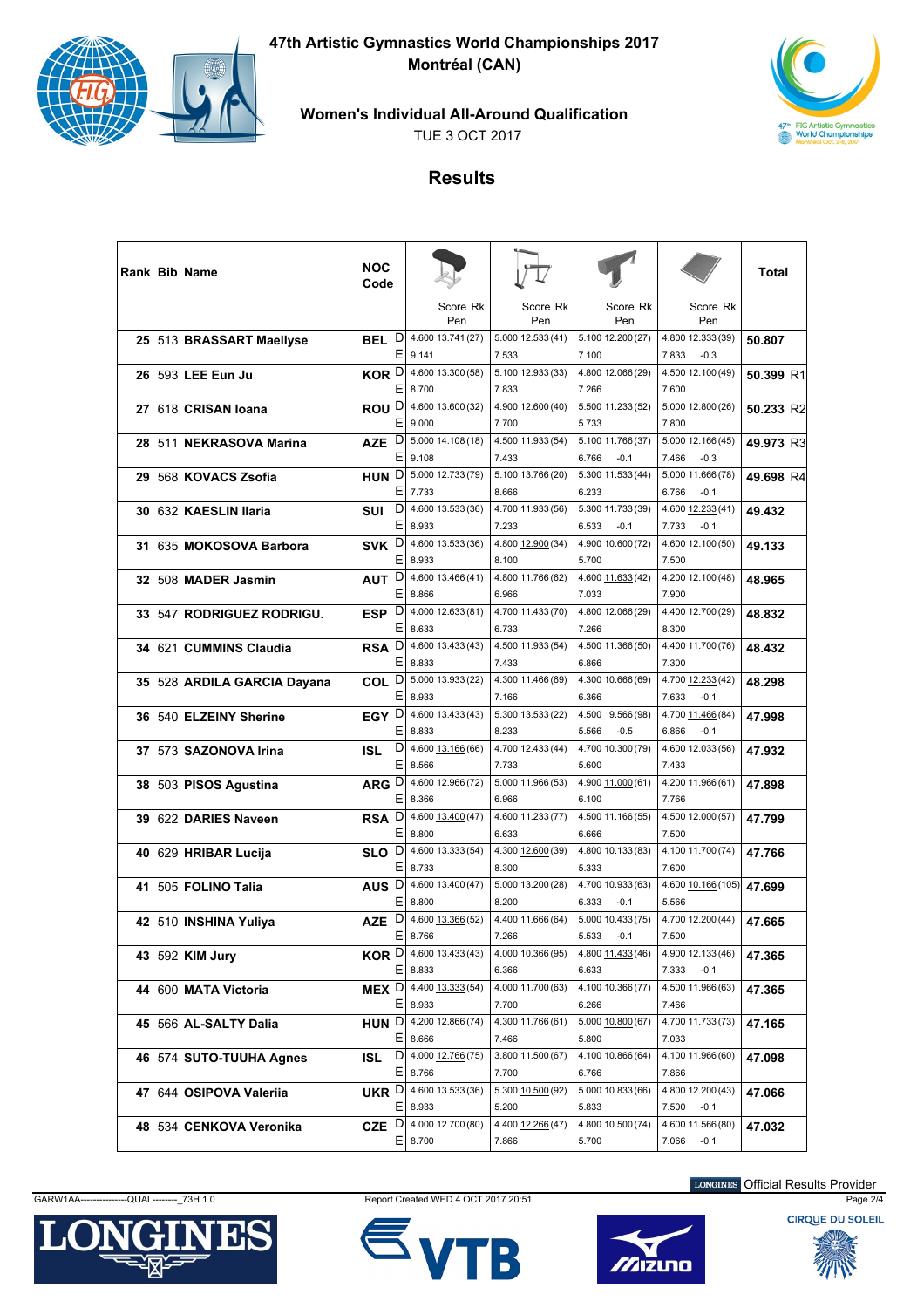# 47th Artistic Gymnastics World Championships 2017

## Montréal (CAN)

### Women's Individual All-Around Qualification

TUE 3 OCT 2017

## Results

| Rank | Bib | Name | NOC Code | | Vault Score (Rk) / Pen | Uneven Bars Score (Rk) / Pen | Balance Beam Score (Rk) / Pen | Floor Score (Rk) / Pen | Total |
|---|---|---|---|---|---|---|---|---|---|
| 25 | 513 | BRASSART Maellyse | BEL | D | 4.600 13.741 (27) | 5.000 12.533 (41) | 5.100 12.200 (27) | 4.800 12.333 (39) | 50.807 |
| | | | | E | 9.141 | 7.533 | 7.100 | 7.833 -0.3 | |
| 26 | 593 | LEE Eun Ju | KOR | D | 4.600 13.300 (58) | 5.100 12.933 (33) | 4.800 12.066 (29) | 4.500 12.100 (49) | 50.399 R1 |
| | | | | E | 8.700 | 7.833 | 7.266 | 7.600 | |
| 27 | 618 | CRISAN Ioana | ROU | D | 4.600 13.600 (32) | 4.900 12.600 (40) | 5.500 11.233 (52) | 5.000 12.800 (26) | 50.233 R2 |
| | | | | E | 9.000 | 7.700 | 5.733 | 7.800 | |
| 28 | 511 | NEKRASOVA Marina | AZE | D | 5.000 14.108 (18) | 4.500 11.933 (54) | 5.100 11.766 (37) | 5.000 12.166 (45) | 49.973 R3 |
| | | | | E | 9.108 | 7.433 | 6.766 -0.1 | 7.466 -0.3 | |
| 29 | 568 | KOVACS Zsofia | HUN | D | 5.000 12.733 (79) | 5.100 13.766 (20) | 5.300 11.533 (44) | 5.000 11.666 (78) | 49.698 R4 |
| | | | | E | 7.733 | 8.666 | 6.233 | 6.766 -0.1 | |
| 30 | 632 | KAESLIN Ilaria | SUI | D | 4.600 13.533 (36) | 4.700 11.933 (56) | 5.300 11.733 (39) | 4.600 12.233 (41) | 49.432 |
| | | | | E | 8.933 | 7.233 | 6.533 -0.1 | 7.733 -0.1 | |
| 31 | 635 | MOKOSOVA Barbora | SVK | D | 4.600 13.533 (36) | 4.800 12.900 (34) | 4.900 10.600 (72) | 4.600 12.100 (50) | 49.133 |
| | | | | E | 8.933 | 8.100 | 5.700 | 7.500 | |
| 32 | 508 | MADER Jasmin | AUT | D | 4.600 13.466 (41) | 4.800 11.766 (62) | 4.600 11.633 (42) | 4.200 12.100 (48) | 48.965 |
| | | | | E | 8.866 | 6.966 | 7.033 | 7.900 | |
| 33 | 547 | RODRIGUEZ RODRIGU. | ESP | D | 4.000 12.633 (81) | 4.700 11.433 (70) | 4.800 12.066 (29) | 4.400 12.700 (29) | 48.832 |
| | | | | E | 8.633 | 6.733 | 7.266 | 8.300 | |
| 34 | 621 | CUMMINS Claudia | RSA | D | 4.600 13.433 (43) | 4.500 11.933 (54) | 4.500 11.366 (50) | 4.400 11.700 (76) | 48.432 |
| | | | | E | 8.833 | 7.433 | 6.866 | 7.300 | |
| 35 | 528 | ARDILA GARCIA Dayana | COL | D | 5.000 13.933 (22) | 4.300 11.466 (69) | 4.300 10.666 (69) | 4.700 12.233 (42) | 48.298 |
| | | | | E | 8.933 | 7.166 | 6.366 | 7.633 -0.1 | |
| 36 | 540 | ELZEINY Sherine | EGY | D | 4.600 13.433 (43) | 5.300 13.533 (22) | 4.500 9.566 (98) | 4.700 11.466 (84) | 47.998 |
| | | | | E | 8.833 | 8.233 | 5.566 -0.5 | 6.866 -0.1 | |
| 37 | 573 | SAZONOVA Irina | ISL | D | 4.600 13.166 (66) | 4.700 12.433 (44) | 4.700 10.300 (79) | 4.600 12.033 (56) | 47.932 |
| | | | | E | 8.566 | 7.733 | 5.600 | 7.433 | |
| 38 | 503 | PISOS Agustina | ARG | D | 4.600 12.966 (72) | 5.000 11.966 (53) | 4.900 11.000 (61) | 4.200 11.966 (61) | 47.898 |
| | | | | E | 8.366 | 6.966 | 6.100 | 7.766 | |
| 39 | 622 | DARIES Naveen | RSA | D | 4.600 13.400 (47) | 4.600 11.233 (77) | 4.500 11.166 (55) | 4.500 12.000 (57) | 47.799 |
| | | | | E | 8.800 | 6.633 | 6.666 | 7.500 | |
| 40 | 629 | HRIBAR Lucija | SLO | D | 4.600 13.333 (54) | 4.300 12.600 (39) | 4.800 10.133 (83) | 4.100 11.700 (74) | 47.766 |
| | | | | E | 8.733 | 8.300 | 5.333 | 7.600 | |
| 41 | 505 | FOLINO Talia | AUS | D | 4.600 13.400 (47) | 5.000 13.200 (28) | 4.700 10.933 (63) | 4.600 10.166 (105) | 47.699 |
| | | | | E | 8.800 | 8.200 | 6.333 -0.1 | 5.566 | |
| 42 | 510 | INSHINA Yuliya | AZE | D | 4.600 13.366 (52) | 4.400 11.666 (64) | 5.000 10.433 (75) | 4.700 12.200 (44) | 47.665 |
| | | | | E | 8.766 | 7.266 | 5.533 -0.1 | 7.500 | |
| 43 | 592 | KIM Jury | KOR | D | 4.600 13.433 (43) | 4.000 10.366 (95) | 4.800 11.433 (46) | 4.900 12.133 (46) | 47.365 |
| | | | | E | 8.833 | 6.366 | 6.633 | 7.333 -0.1 | |
| 44 | 600 | MATA Victoria | MEX | D | 4.400 13.333 (54) | 4.000 11.700 (63) | 4.100 10.366 (77) | 4.500 11.966 (63) | 47.365 |
| | | | | E | 8.933 | 7.700 | 6.266 | 7.466 | |
| 45 | 566 | AL-SALTY Dalia | HUN | D | 4.200 12.866 (74) | 4.300 11.766 (61) | 5.000 10.800 (67) | 4.700 11.733 (73) | 47.165 |
| | | | | E | 8.666 | 7.466 | 5.800 | 7.033 | |
| 46 | 574 | SUTO-TUUHA Agnes | ISL | D | 4.000 12.766 (75) | 3.800 11.500 (67) | 4.100 10.866 (64) | 4.100 11.966 (60) | 47.098 |
| | | | | E | 8.766 | 7.700 | 6.766 | 7.866 | |
| 47 | 644 | OSIPOVA Valeriia | UKR | D | 4.600 13.533 (36) | 5.300 10.500 (92) | 5.000 10.833 (66) | 4.800 12.200 (43) | 47.066 |
| | | | | E | 8.933 | 5.200 | 5.833 | 7.500 -0.1 | |
| 48 | 534 | CENKOVA Veronika | CZE | D | 4.000 12.700 (80) | 4.400 12.266 (47) | 4.800 10.500 (74) | 4.600 11.566 (80) | 47.032 |
| | | | | E | 8.700 | 7.866 | 5.700 | 7.066 -0.1 | |

GARW1AA----------------QUAL--------_73H 1.0

Report Created WED 4 OCT 2017 20:51

LONGINES Official Results Provider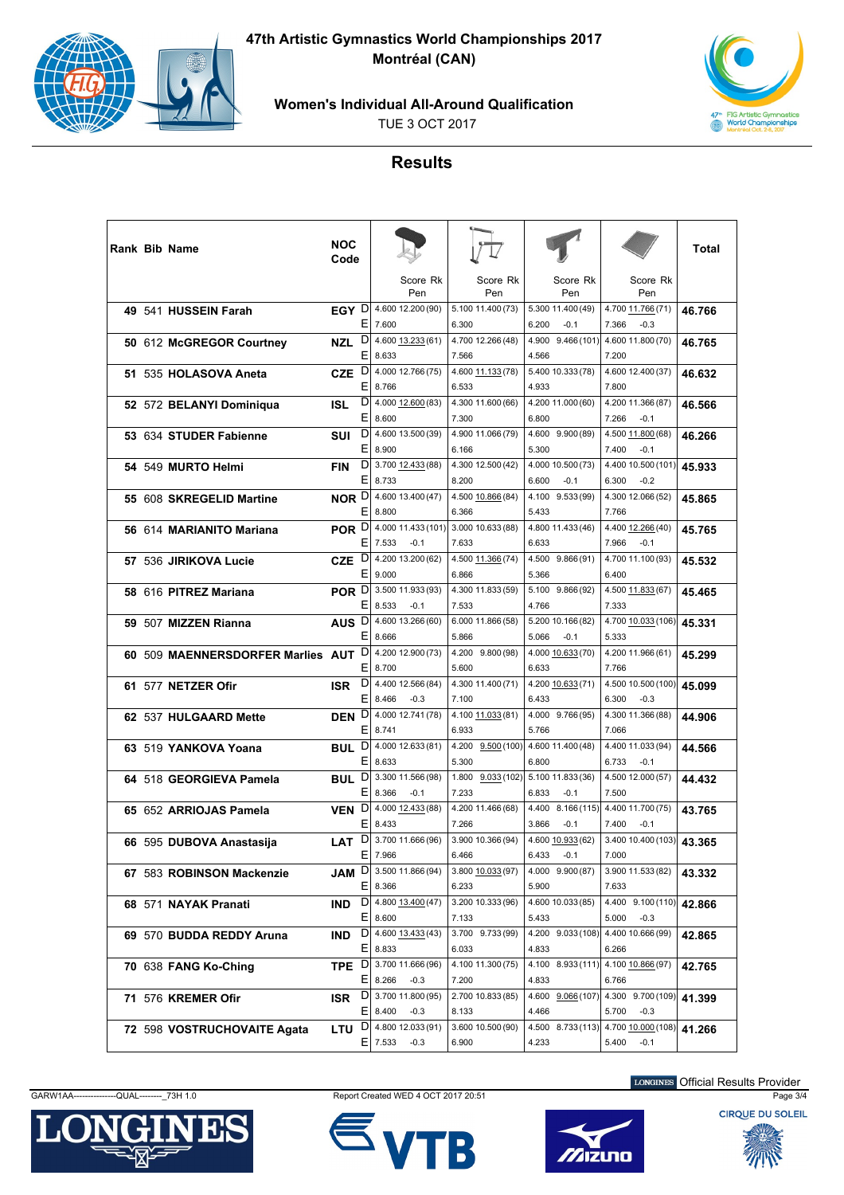# 47th Artistic Gymnastics World Championships 2017

**Montréal (CAN)**

## Women's Individual All-Around Qualification

TUE 3 OCT 2017

## Results

| Rank | Bib | Name | NOC Code | | Vault Score Rk Pen | Uneven Bars Score Rk Pen | Balance Beam Score Rk Pen | Floor Score Rk Pen | Total |
|---|---|---|---|---|---|---|---|---|---|
| 49 | 541 | HUSSEIN Farah | EGY | D | 4.600 12.200 (90) | 5.100 11.400 (73) | 5.300 11.400 (49) | 4.700 11.766 (71) | 46.766 |
| | | | | E | 7.600 | 6.300 | 6.200 -0.1 | 7.366 -0.3 | |
| 50 | 612 | McGREGOR Courtney | NZL | D | 4.600 13.233 (61) | 4.700 12.266 (48) | 4.900 9.466 (101) | 4.600 11.800 (70) | 46.765 |
| | | | | E | 8.633 | 7.566 | 4.566 | 7.200 | |
| 51 | 535 | HOLASOVA Aneta | CZE | D | 4.000 12.766 (75) | 4.600 11.133 (78) | 5.400 10.333 (78) | 4.600 12.400 (37) | 46.632 |
| | | | | E | 8.766 | 6.533 | 4.933 | 7.800 | |
| 52 | 572 | BELANYI Dominiqua | ISL | D | 4.000 12.600 (83) | 4.300 11.600 (66) | 4.200 11.000 (60) | 4.200 11.366 (87) | 46.566 |
| | | | | E | 8.600 | 7.300 | 6.800 | 7.266 -0.1 | |
| 53 | 634 | STUDER Fabienne | SUI | D | 4.600 13.500 (39) | 4.900 11.066 (79) | 4.600 9.900 (89) | 4.500 11.800 (68) | 46.266 |
| | | | | E | 8.900 | 6.166 | 5.300 | 7.400 -0.1 | |
| 54 | 549 | MURTO Helmi | FIN | D | 3.700 12.433 (88) | 4.300 12.500 (42) | 4.000 10.500 (73) | 4.400 10.500 (101) | 45.933 |
| | | | | E | 8.733 | 8.200 | 6.600 -0.1 | 6.300 -0.2 | |
| 55 | 608 | SKREGELID Martine | NOR | D | 4.600 13.400 (47) | 4.500 10.866 (84) | 4.100 9.533 (99) | 4.300 12.066 (52) | 45.865 |
| | | | | E | 8.800 | 6.366 | 5.433 | 7.766 | |
| 56 | 614 | MARIANITO Mariana | POR | D | 4.000 11.433 (101) | 3.000 10.633 (88) | 4.800 11.433 (46) | 4.400 12.266 (40) | 45.765 |
| | | | | E | 7.533 -0.1 | 7.633 | 6.633 | 7.966 -0.1 | |
| 57 | 536 | JIRIKOVA Lucie | CZE | D | 4.200 13.200 (62) | 4.500 11.366 (74) | 4.500 9.866 (91) | 4.700 11.100 (93) | 45.532 |
| | | | | E | 9.000 | 6.866 | 5.366 | 6.400 | |
| 58 | 616 | PITREZ Mariana | POR | D | 3.500 11.933 (93) | 4.300 11.833 (59) | 5.100 9.866 (92) | 4.500 11.833 (67) | 45.465 |
| | | | | E | 8.533 -0.1 | 7.533 | 4.766 | 7.333 | |
| 59 | 507 | MIZZEN Rianna | AUS | D | 4.600 13.266 (60) | 6.000 11.866 (58) | 5.200 10.166 (82) | 4.700 10.033 (106) | 45.331 |
| | | | | E | 8.666 | 5.866 | 5.066 -0.1 | 5.333 | |
| 60 | 509 | MAENNERSDORFER Marlies | AUT | D | 4.200 12.900 (73) | 4.200 9.800 (98) | 4.000 10.633 (70) | 4.200 11.966 (61) | 45.299 |
| | | | | E | 8.700 | 5.600 | 6.633 | 7.766 | |
| 61 | 577 | NETZER Ofir | ISR | D | 4.400 12.566 (84) | 4.300 11.400 (71) | 4.200 10.633 (71) | 4.500 10.500 (100) | 45.099 |
| | | | | E | 8.466 -0.3 | 7.100 | 6.433 | 6.300 -0.3 | |
| 62 | 537 | HULGAARD Mette | DEN | D | 4.000 12.741 (78) | 4.100 11.033 (81) | 4.000 9.766 (95) | 4.300 11.366 (88) | 44.906 |
| | | | | E | 8.741 | 6.933 | 5.766 | 7.066 | |
| 63 | 519 | YANKOVA Yoana | BUL | D | 4.000 12.633 (81) | 4.200 9.500 (100) | 4.600 11.400 (48) | 4.400 11.033 (94) | 44.566 |
| | | | | E | 8.633 | 5.300 | 6.800 | 6.733 -0.1 | |
| 64 | 518 | GEORGIEVA Pamela | BUL | D | 3.300 11.566 (98) | 1.800 9.033 (102) | 5.100 11.833 (36) | 4.500 12.000 (57) | 44.432 |
| | | | | E | 8.366 -0.1 | 7.233 | 6.833 -0.1 | 7.500 | |
| 65 | 652 | ARRIOJAS Pamela | VEN | D | 4.000 12.433 (88) | 4.200 11.466 (68) | 4.400 8.166 (115) | 4.400 11.700 (75) | 43.765 |
| | | | | E | 8.433 | 7.266 | 3.866 -0.1 | 7.400 -0.1 | |
| 66 | 595 | DUBOVA Anastasija | LAT | D | 3.700 11.666 (96) | 3.900 10.366 (94) | 4.600 10.933 (62) | 3.400 10.400 (103) | 43.365 |
| | | | | E | 7.966 | 6.466 | 6.433 -0.1 | 7.000 | |
| 67 | 583 | ROBINSON Mackenzie | JAM | D | 3.500 11.866 (94) | 3.800 10.033 (97) | 4.000 9.900 (87) | 3.900 11.533 (82) | 43.332 |
| | | | | E | 8.366 | 6.233 | 5.900 | 7.633 | |
| 68 | 571 | NAYAK Pranati | IND | D | 4.800 13.400 (47) | 3.200 10.333 (96) | 4.600 10.033 (85) | 4.400 9.100 (110) | 42.866 |
| | | | | E | 8.600 | 7.133 | 5.433 | 5.000 -0.3 | |
| 69 | 570 | BUDDA REDDY Aruna | IND | D | 4.600 13.433 (43) | 3.700 9.733 (99) | 4.200 9.033 (108) | 4.400 10.666 (99) | 42.865 |
| | | | | E | 8.833 | 6.033 | 4.833 | 6.266 | |
| 70 | 638 | FANG Ko-Ching | TPE | D | 3.700 11.666 (96) | 4.100 11.300 (75) | 4.100 8.933 (111) | 4.100 10.866 (97) | 42.765 |
| | | | | E | 8.266 -0.3 | 7.200 | 4.833 | 6.766 | |
| 71 | 576 | KREMER Ofir | ISR | D | 3.700 11.800 (95) | 2.700 10.833 (85) | 4.600 9.066 (107) | 4.300 9.700 (109) | 41.399 |
| | | | | E | 8.400 -0.3 | 8.133 | 4.466 | 5.700 -0.3 | |
| 72 | 598 | VOSTRUCHOVAITE Agata | LTU | D | 4.800 12.033 (91) | 3.600 10.500 (90) | 4.500 8.733 (113) | 4.700 10.000 (108) | 41.266 |
| | | | | E | 7.533 -0.3 | 6.900 | 4.233 | 5.400 -0.1 | |

GARW1AA--------------QUAL--------_73H 1.0 Report Created WED 4 OCT 2017 20:51

LONGINES Official Results Provider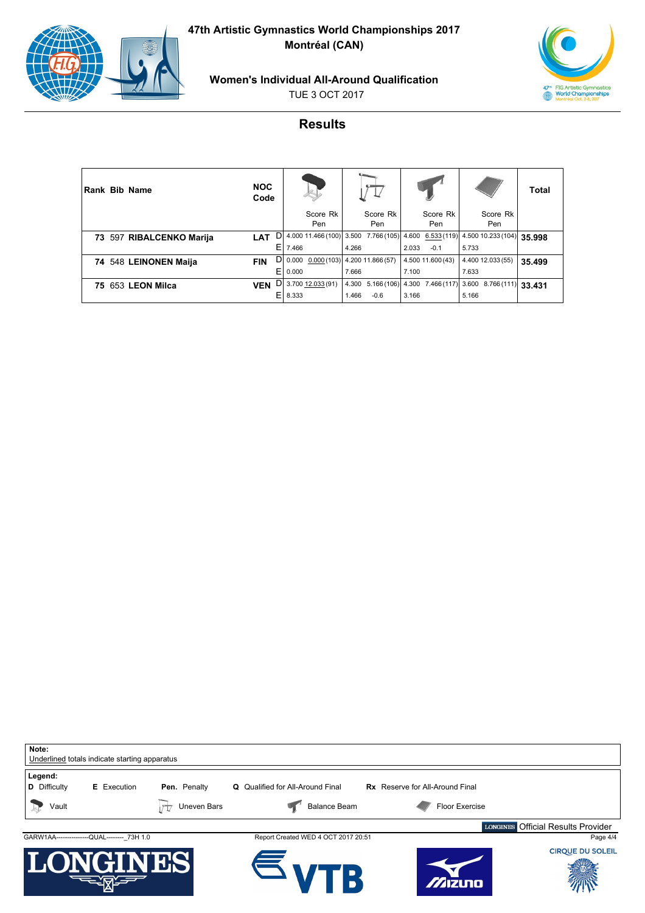# 47th Artistic Gymnastics World Championships 2017
## Montréal (CAN)

### Women's Individual All-Around Qualification
TUE 3 OCT 2017

## Results

| Rank | Bib | Name | NOC Code | | Vault Score | Vault Rk | Uneven Bars Score | Uneven Bars Rk | Balance Beam Score | Balance Beam Rk | Floor Exercise Score | Floor Exercise Rk | Total |
|---|---|---|---|---|---|---|---|---|---|---|---|---|---|
| 73 | 597 | **RIBALCENKO Marija** | **LAT** | D | 4.000 11.466 | (100) | 3.500 7.766 | (105) | 4.600 <u>6.533</u> | (119) | 4.500 10.233 | (104) | **35.998** |
| | | | | E | 7.466 | | 4.266 | | 2.033 -0.1 | | 5.733 | | |
| 74 | 548 | **LEINONEN Maija** | **FIN** | D | 0.000 <u>0.000</u> | (103) | 4.200 11.866 | (57) | 4.500 11.600 | (43) | 4.400 12.033 | (55) | **35.499** |
| | | | | E | 0.000 | | 7.666 | | 7.100 | | 7.633 | | |
| 75 | 653 | **LEON Milca** | **VEN** | D | 3.700 <u>12.033</u> | (91) | 4.300 5.166 | (106) | 4.300 7.466 | (117) | 3.600 8.766 | (111) | **33.431** |
| | | | | E | 8.333 | | 1.466 -0.6 | | 3.166 | | 5.166 | | |

**Note:**
<u>Underlined</u> totals indicate starting apparatus

**Legend:**
**D** Difficulty **E** Execution **Pen.** Penalty **Q** Qualified for All-Around Final **Rx** Reserve for All-Around Final

Vault Uneven Bars Balance Beam Floor Exercise

LONGINES Official Results Provider

GARW1AA----------------QUAL--------_73H 1.0 Report Created WED 4 OCT 2017 20:51